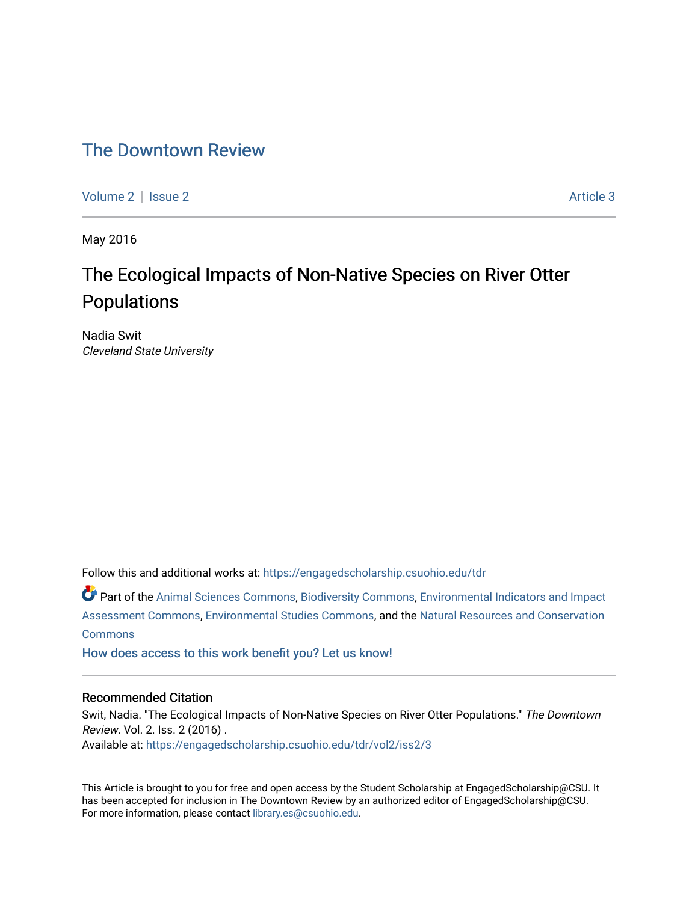# The Downtown Review

Volume 2 | Issue 2 Article 3

May 2016

## The Ecological Impacts of Non-Native Species on River Otter Populations

Nadia Swit
*Cleveland State University*

Follow this and additional works at: https://engagedscholarship.csuohio.edu/tdr

Part of the Animal Sciences Commons, Biodiversity Commons, Environmental Indicators and Impact Assessment Commons, Environmental Studies Commons, and the Natural Resources and Conservation Commons

How does access to this work benefit you? Let us know!

### Recommended Citation

Swit, Nadia. "The Ecological Impacts of Non-Native Species on River Otter Populations." *The Downtown Review*. Vol. 2. Iss. 2 (2016) .
Available at: https://engagedscholarship.csuohio.edu/tdr/vol2/iss2/3

This Article is brought to you for free and open access by the Student Scholarship at EngagedScholarship@CSU. It has been accepted for inclusion in The Downtown Review by an authorized editor of EngagedScholarship@CSU. For more information, please contact library.es@csuohio.edu.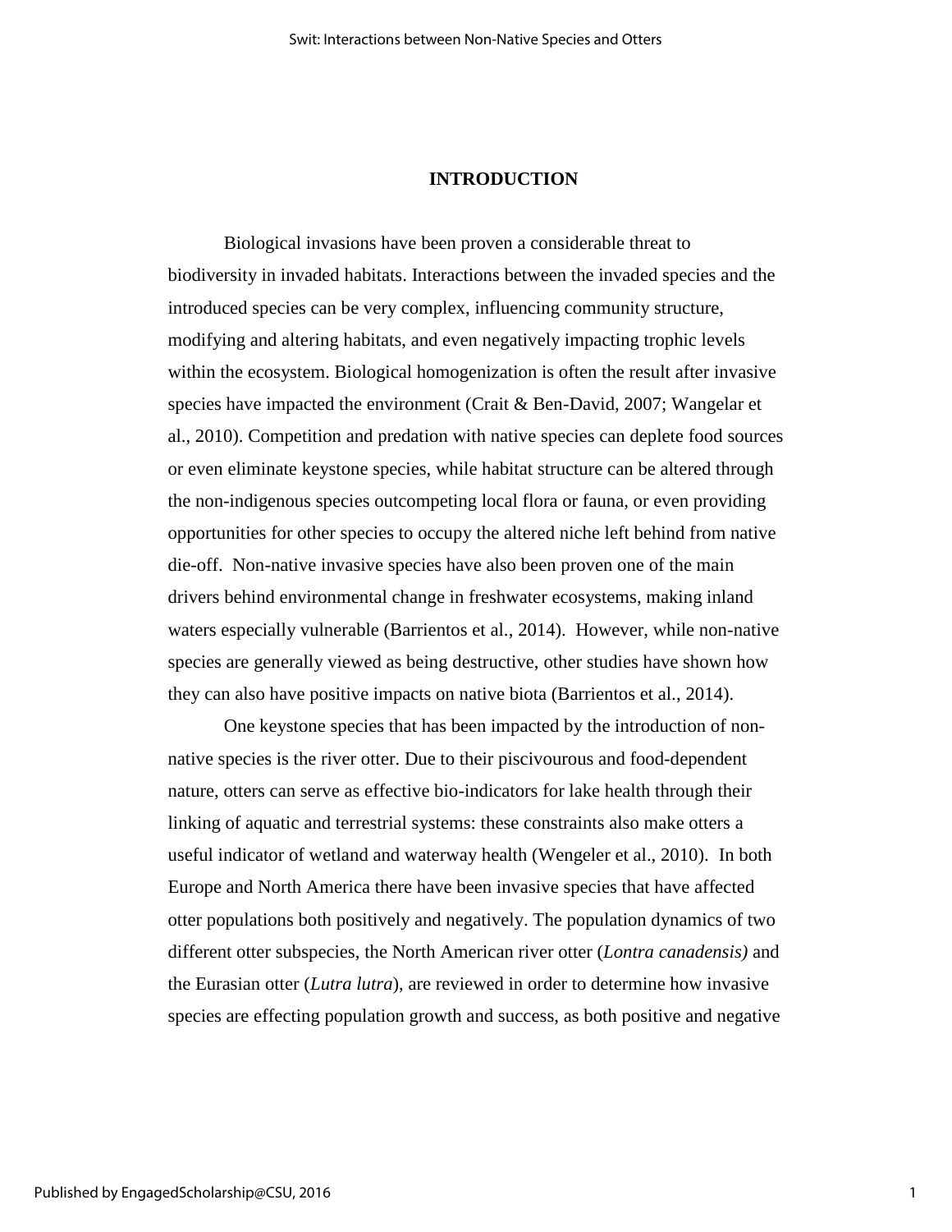## INTRODUCTION

Biological invasions have been proven a considerable threat to biodiversity in invaded habitats. Interactions between the invaded species and the introduced species can be very complex, influencing community structure, modifying and altering habitats, and even negatively impacting trophic levels within the ecosystem. Biological homogenization is often the result after invasive species have impacted the environment (Crait & Ben-David, 2007; Wangelar et al., 2010). Competition and predation with native species can deplete food sources or even eliminate keystone species, while habitat structure can be altered through the non-indigenous species outcompeting local flora or fauna, or even providing opportunities for other species to occupy the altered niche left behind from native die-off. Non-native invasive species have also been proven one of the main drivers behind environmental change in freshwater ecosystems, making inland waters especially vulnerable (Barrientos et al., 2014). However, while non-native species are generally viewed as being destructive, other studies have shown how they can also have positive impacts on native biota (Barrientos et al., 2014).

One keystone species that has been impacted by the introduction of non-native species is the river otter. Due to their piscivourous and food-dependent nature, otters can serve as effective bio-indicators for lake health through their linking of aquatic and terrestrial systems: these constraints also make otters a useful indicator of wetland and waterway health (Wengeler et al., 2010). In both Europe and North America there have been invasive species that have affected otter populations both positively and negatively. The population dynamics of two different otter subspecies, the North American river otter (*Lontra canadensis)* and the Eurasian otter (*Lutra lutra*), are reviewed in order to determine how invasive species are effecting population growth and success, as both positive and negative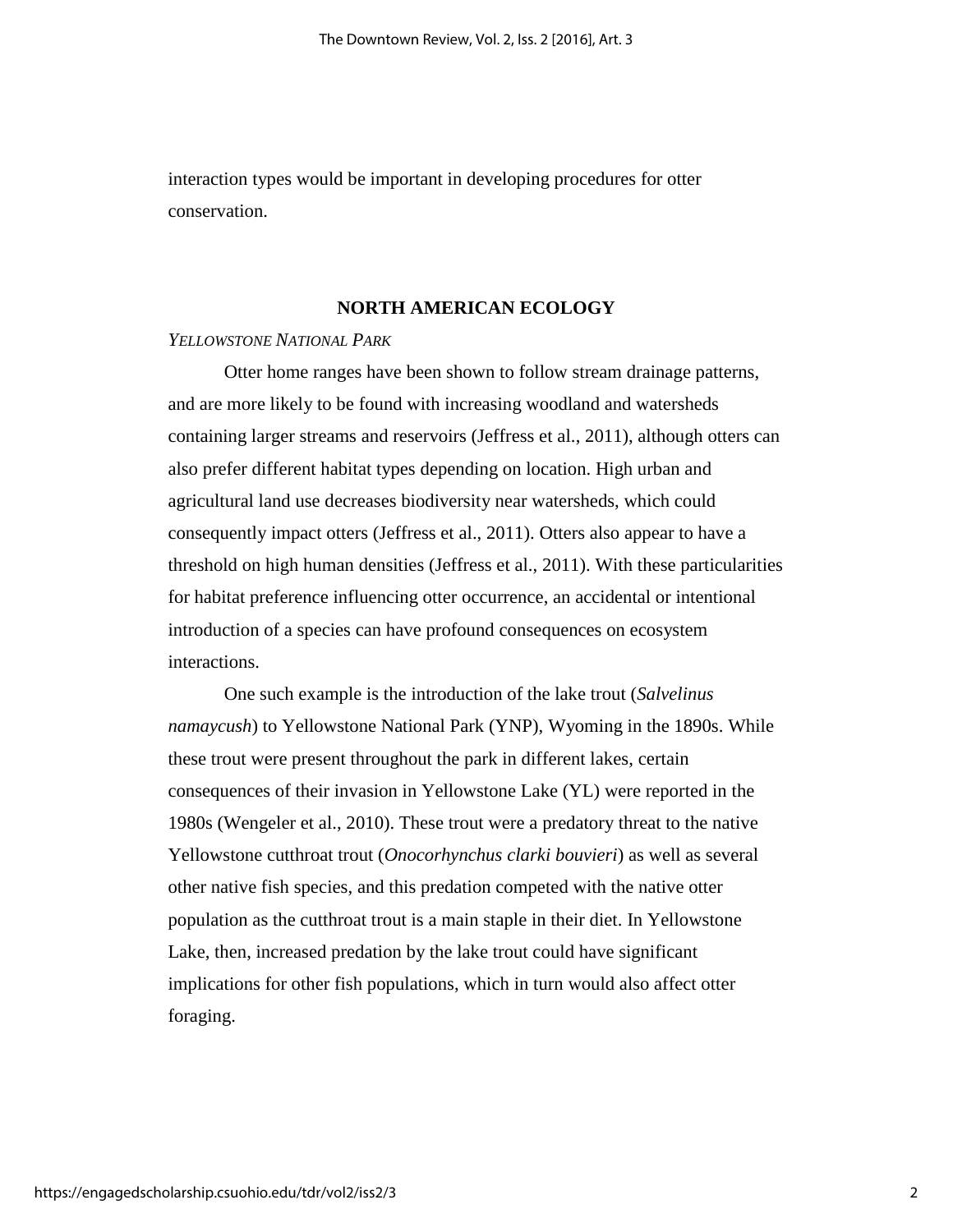interaction types would be important in developing procedures for otter conservation.

## NORTH AMERICAN ECOLOGY

### *Yellowstone National Park*

Otter home ranges have been shown to follow stream drainage patterns, and are more likely to be found with increasing woodland and watersheds containing larger streams and reservoirs (Jeffress et al., 2011), although otters can also prefer different habitat types depending on location. High urban and agricultural land use decreases biodiversity near watersheds, which could consequently impact otters (Jeffress et al., 2011). Otters also appear to have a threshold on high human densities (Jeffress et al., 2011). With these particularities for habitat preference influencing otter occurrence, an accidental or intentional introduction of a species can have profound consequences on ecosystem interactions.

One such example is the introduction of the lake trout (*Salvelinus namaycush*) to Yellowstone National Park (YNP), Wyoming in the 1890s. While these trout were present throughout the park in different lakes, certain consequences of their invasion in Yellowstone Lake (YL) were reported in the 1980s (Wengeler et al., 2010). These trout were a predatory threat to the native Yellowstone cutthroat trout (*Onocorhynchus clarki bouvieri*) as well as several other native fish species, and this predation competed with the native otter population as the cutthroat trout is a main staple in their diet. In Yellowstone Lake, then, increased predation by the lake trout could have significant implications for other fish populations, which in turn would also affect otter foraging.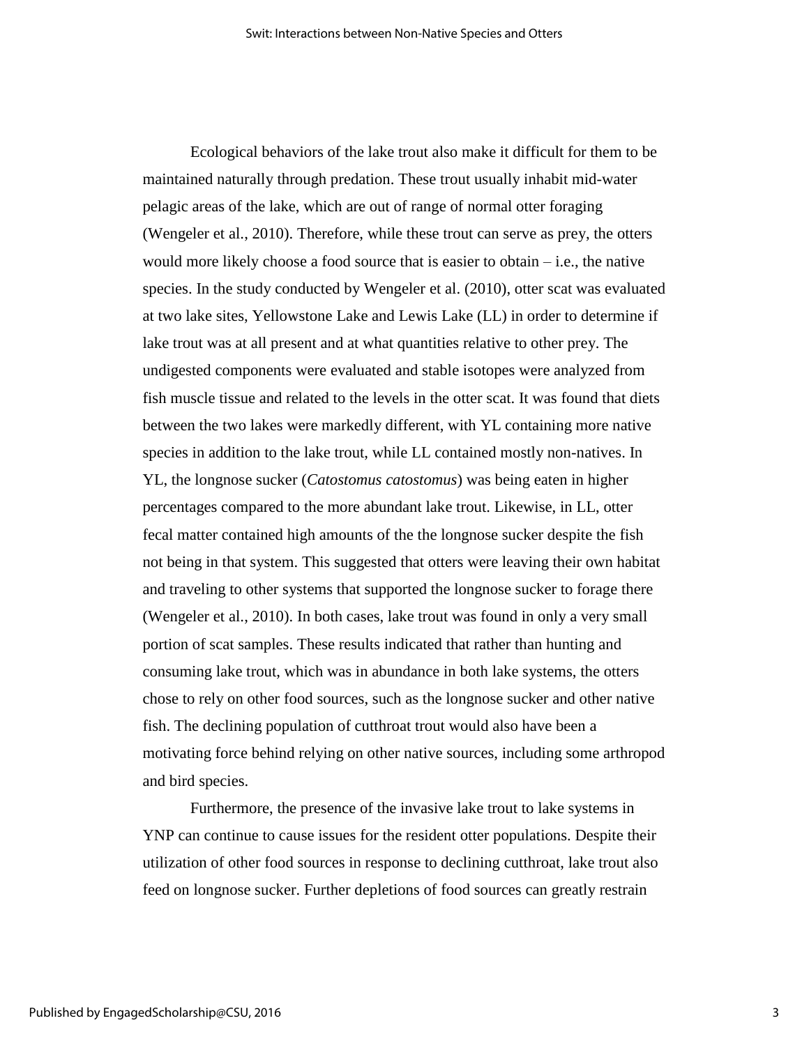Ecological behaviors of the lake trout also make it difficult for them to be maintained naturally through predation. These trout usually inhabit mid-water pelagic areas of the lake, which are out of range of normal otter foraging (Wengeler et al., 2010). Therefore, while these trout can serve as prey, the otters would more likely choose a food source that is easier to obtain – i.e., the native species. In the study conducted by Wengeler et al. (2010), otter scat was evaluated at two lake sites, Yellowstone Lake and Lewis Lake (LL) in order to determine if lake trout was at all present and at what quantities relative to other prey. The undigested components were evaluated and stable isotopes were analyzed from fish muscle tissue and related to the levels in the otter scat. It was found that diets between the two lakes were markedly different, with YL containing more native species in addition to the lake trout, while LL contained mostly non-natives. In YL, the longnose sucker (*Catostomus catostomus*) was being eaten in higher percentages compared to the more abundant lake trout. Likewise, in LL, otter fecal matter contained high amounts of the the longnose sucker despite the fish not being in that system. This suggested that otters were leaving their own habitat and traveling to other systems that supported the longnose sucker to forage there (Wengeler et al., 2010). In both cases, lake trout was found in only a very small portion of scat samples. These results indicated that rather than hunting and consuming lake trout, which was in abundance in both lake systems, the otters chose to rely on other food sources, such as the longnose sucker and other native fish. The declining population of cutthroat trout would also have been a motivating force behind relying on other native sources, including some arthropod and bird species.

Furthermore, the presence of the invasive lake trout to lake systems in YNP can continue to cause issues for the resident otter populations. Despite their utilization of other food sources in response to declining cutthroat, lake trout also feed on longnose sucker. Further depletions of food sources can greatly restrain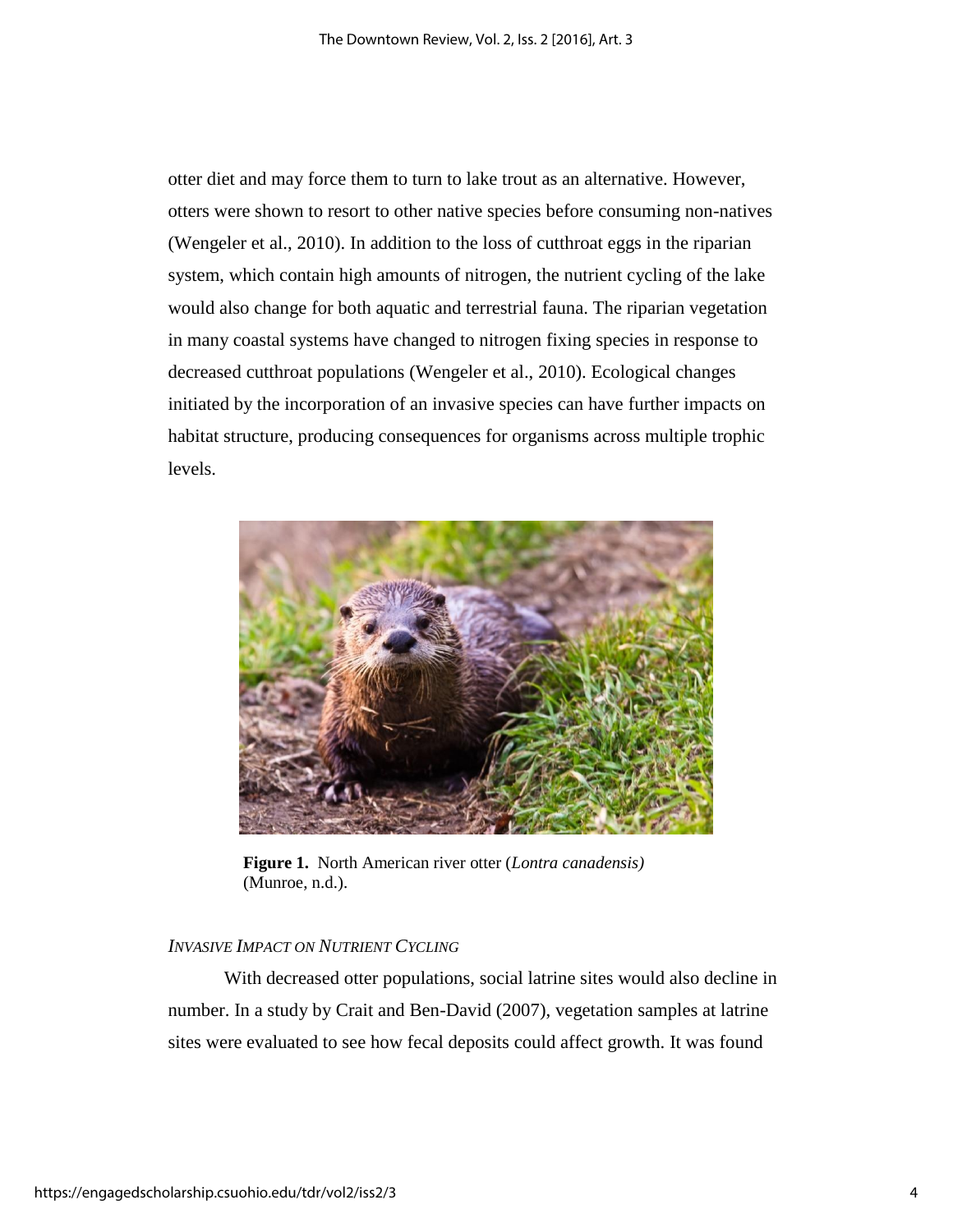otter diet and may force them to turn to lake trout as an alternative. However, otters were shown to resort to other native species before consuming non-natives (Wengeler et al., 2010). In addition to the loss of cutthroat eggs in the riparian system, which contain high amounts of nitrogen, the nutrient cycling of the lake would also change for both aquatic and terrestrial fauna. The riparian vegetation in many coastal systems have changed to nitrogen fixing species in response to decreased cutthroat populations (Wengeler et al., 2010). Ecological changes initiated by the incorporation of an invasive species can have further impacts on habitat structure, producing consequences for organisms across multiple trophic levels.

**Figure 1.** North American river otter (*Lontra canadensis)* (Munroe, n.d.).

### *Invasive Impact on Nutrient Cycling*

With decreased otter populations, social latrine sites would also decline in number. In a study by Crait and Ben-David (2007), vegetation samples at latrine sites were evaluated to see how fecal deposits could affect growth. It was found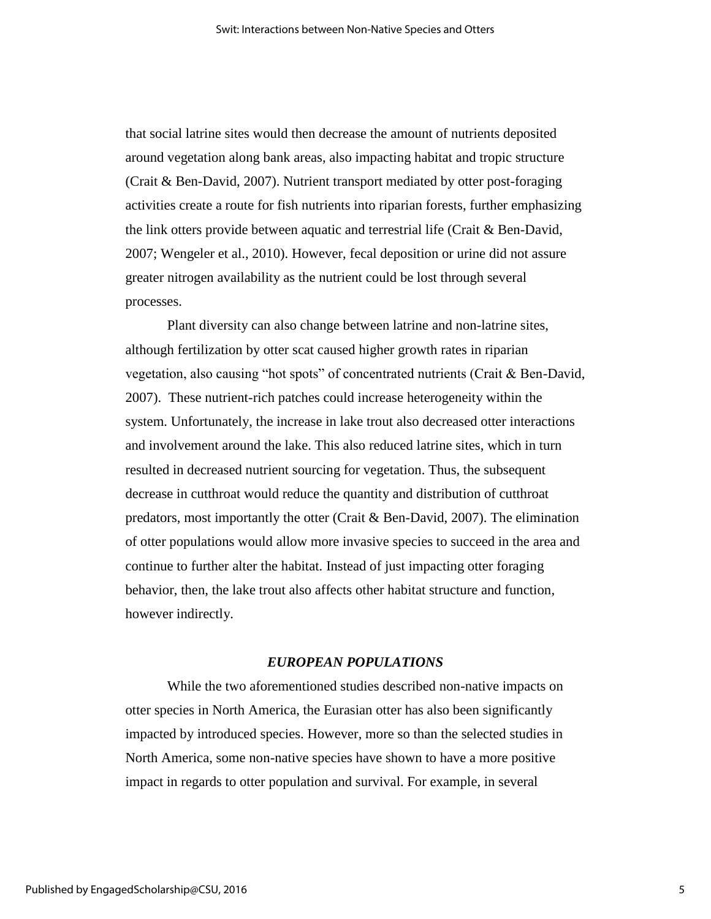that social latrine sites would then decrease the amount of nutrients deposited around vegetation along bank areas, also impacting habitat and tropic structure (Crait & Ben-David, 2007). Nutrient transport mediated by otter post-foraging activities create a route for fish nutrients into riparian forests, further emphasizing the link otters provide between aquatic and terrestrial life (Crait & Ben-David, 2007; Wengeler et al., 2010). However, fecal deposition or urine did not assure greater nitrogen availability as the nutrient could be lost through several processes.

Plant diversity can also change between latrine and non-latrine sites, although fertilization by otter scat caused higher growth rates in riparian vegetation, also causing "hot spots" of concentrated nutrients (Crait & Ben-David, 2007). These nutrient-rich patches could increase heterogeneity within the system. Unfortunately, the increase in lake trout also decreased otter interactions and involvement around the lake. This also reduced latrine sites, which in turn resulted in decreased nutrient sourcing for vegetation. Thus, the subsequent decrease in cutthroat would reduce the quantity and distribution of cutthroat predators, most importantly the otter (Crait & Ben-David, 2007). The elimination of otter populations would allow more invasive species to succeed in the area and continue to further alter the habitat. Instead of just impacting otter foraging behavior, then, the lake trout also affects other habitat structure and function, however indirectly.

### *EUROPEAN POPULATIONS*

While the two aforementioned studies described non-native impacts on otter species in North America, the Eurasian otter has also been significantly impacted by introduced species. However, more so than the selected studies in North America, some non-native species have shown to have a more positive impact in regards to otter population and survival. For example, in several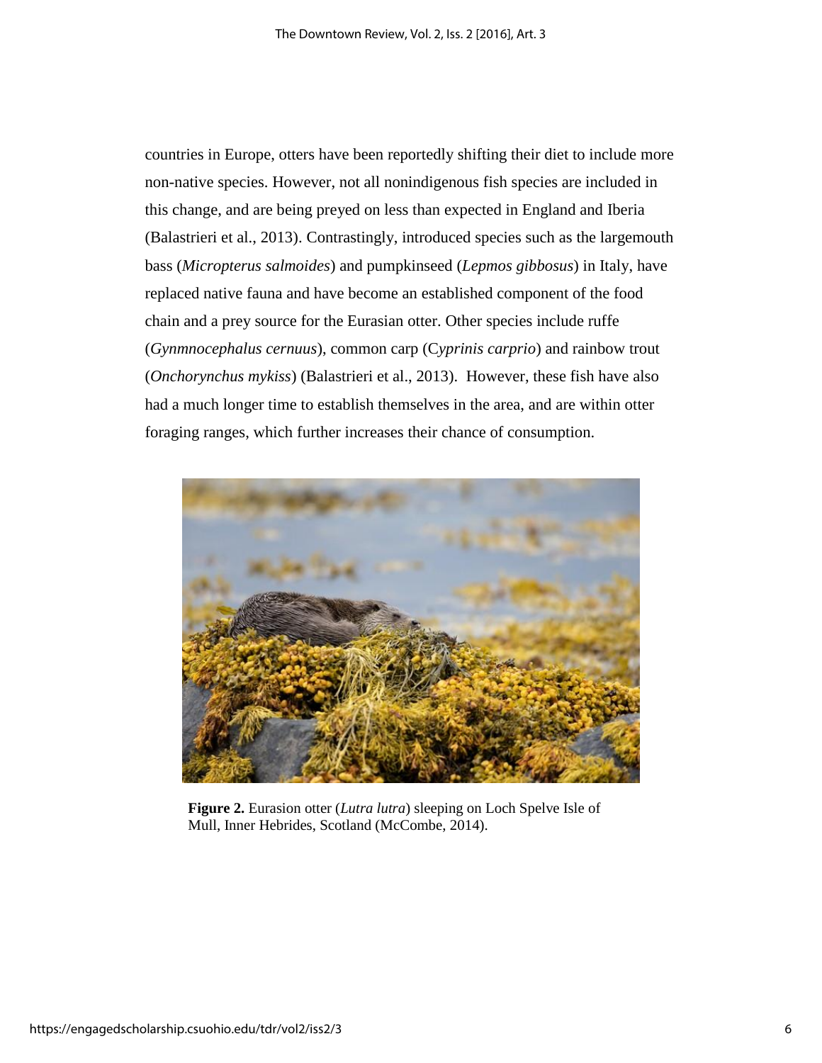countries in Europe, otters have been reportedly shifting their diet to include more non-native species. However, not all nonindigenous fish species are included in this change, and are being preyed on less than expected in England and Iberia (Balastrieri et al., 2013). Contrastingly, introduced species such as the largemouth bass (*Micropterus salmoides*) and pumpkinseed (*Lepmos gibbosus*) in Italy, have replaced native fauna and have become an established component of the food chain and a prey source for the Eurasian otter. Other species include ruffe (*Gynmnocephalus cernuus*), common carp (C*yprinis carprio*) and rainbow trout (*Onchorynchus mykiss*) (Balastrieri et al., 2013). However, these fish have also had a much longer time to establish themselves in the area, and are within otter foraging ranges, which further increases their chance of consumption.

**Figure 2.** Eurasion otter (*Lutra lutra*) sleeping on Loch Spelve Isle of Mull, Inner Hebrides, Scotland (McCombe, 2014).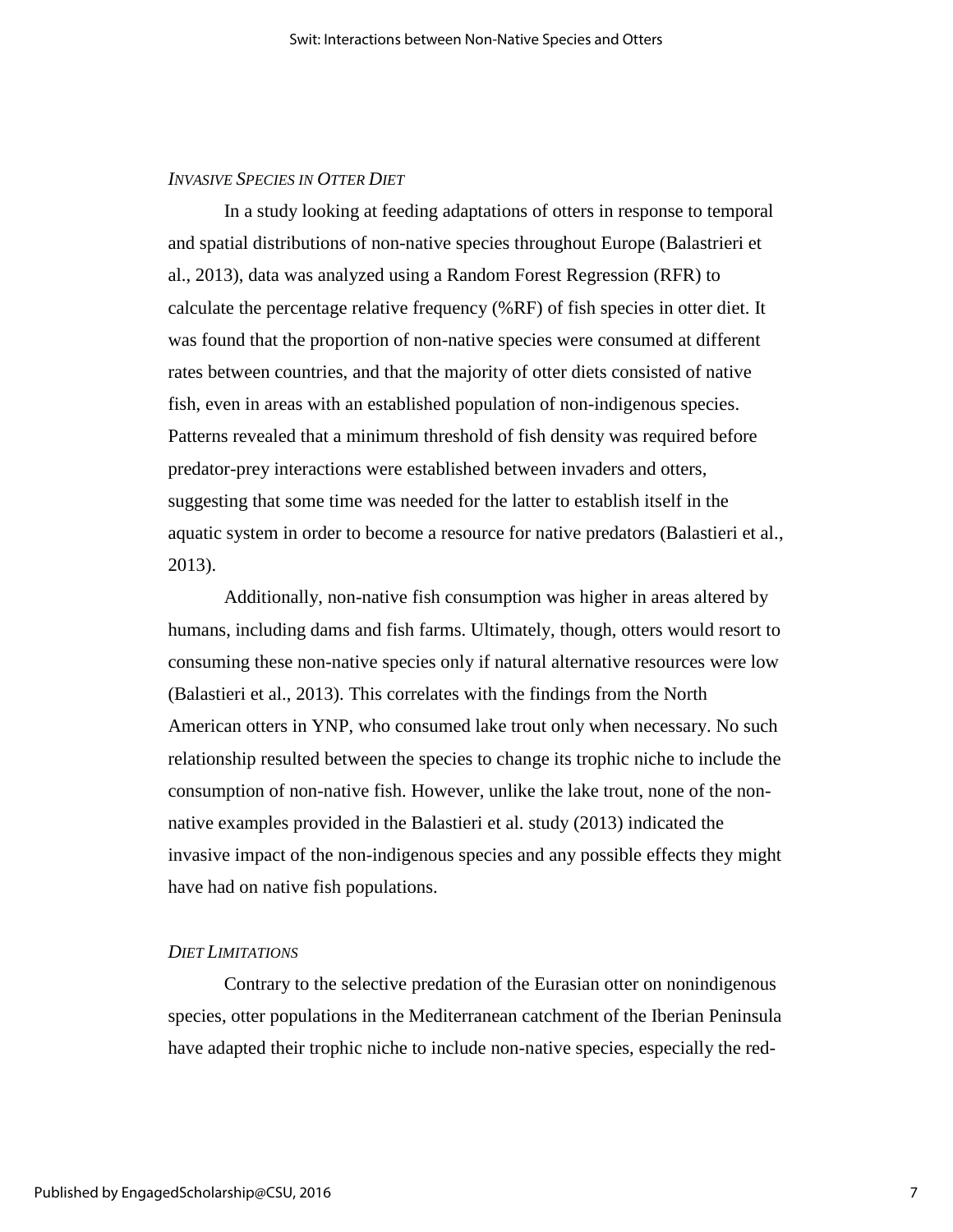*INVASIVE SPECIES IN OTTER DIET*

In a study looking at feeding adaptations of otters in response to temporal and spatial distributions of non-native species throughout Europe (Balastrieri et al., 2013), data was analyzed using a Random Forest Regression (RFR) to calculate the percentage relative frequency (%RF) of fish species in otter diet. It was found that the proportion of non-native species were consumed at different rates between countries, and that the majority of otter diets consisted of native fish, even in areas with an established population of non-indigenous species. Patterns revealed that a minimum threshold of fish density was required before predator-prey interactions were established between invaders and otters, suggesting that some time was needed for the latter to establish itself in the aquatic system in order to become a resource for native predators (Balastieri et al., 2013).

Additionally, non-native fish consumption was higher in areas altered by humans, including dams and fish farms. Ultimately, though, otters would resort to consuming these non-native species only if natural alternative resources were low (Balastieri et al., 2013). This correlates with the findings from the North American otters in YNP, who consumed lake trout only when necessary. No such relationship resulted between the species to change its trophic niche to include the consumption of non-native fish. However, unlike the lake trout, none of the non-native examples provided in the Balastieri et al. study (2013) indicated the invasive impact of the non-indigenous species and any possible effects they might have had on native fish populations.

*DIET LIMITATIONS*

Contrary to the selective predation of the Eurasian otter on nonindigenous species, otter populations in the Mediterranean catchment of the Iberian Peninsula have adapted their trophic niche to include non-native species, especially the red-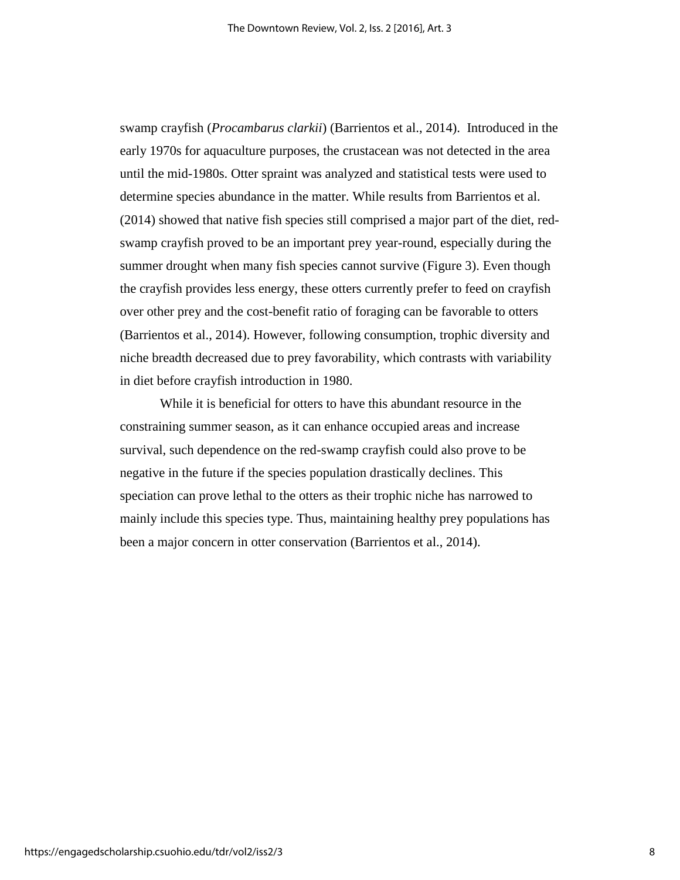swamp crayfish (*Procambarus clarkii*) (Barrientos et al., 2014). Introduced in the early 1970s for aquaculture purposes, the crustacean was not detected in the area until the mid-1980s. Otter spraint was analyzed and statistical tests were used to determine species abundance in the matter. While results from Barrientos et al. (2014) showed that native fish species still comprised a major part of the diet, red-swamp crayfish proved to be an important prey year-round, especially during the summer drought when many fish species cannot survive (Figure 3). Even though the crayfish provides less energy, these otters currently prefer to feed on crayfish over other prey and the cost-benefit ratio of foraging can be favorable to otters (Barrientos et al., 2014). However, following consumption, trophic diversity and niche breadth decreased due to prey favorability, which contrasts with variability in diet before crayfish introduction in 1980.

While it is beneficial for otters to have this abundant resource in the constraining summer season, as it can enhance occupied areas and increase survival, such dependence on the red-swamp crayfish could also prove to be negative in the future if the species population drastically declines. This speciation can prove lethal to the otters as their trophic niche has narrowed to mainly include this species type. Thus, maintaining healthy prey populations has been a major concern in otter conservation (Barrientos et al., 2014).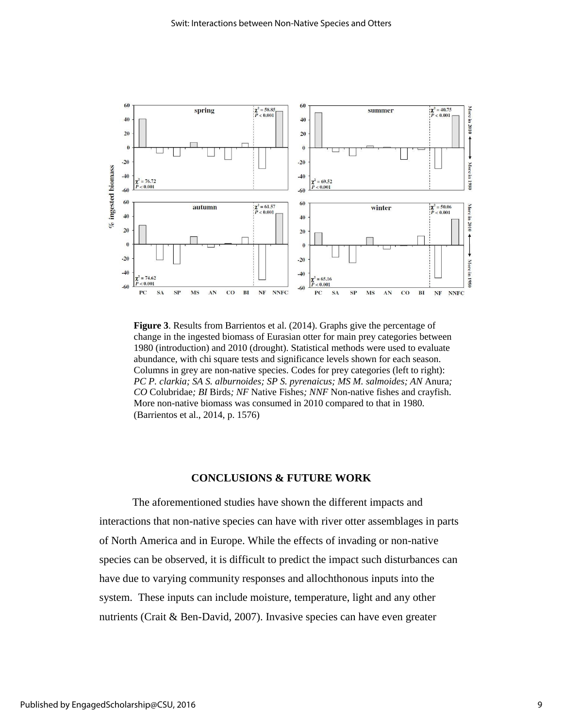**Figure 3**. Results from Barrientos et al. (2014). Graphs give the percentage of change in the ingested biomass of Eurasian otter for main prey categories between 1980 (introduction) and 2010 (drought). Statistical methods were used to evaluate abundance, with chi square tests and significance levels shown for each season. Columns in grey are non-native species. Codes for prey categories (left to right): *PC P. clarkia; SA S. alburnoides; SP S. pyrenaicus; MS M. salmoides; AN* Anura*; CO* Colubridae*; BI* Birds*; NF* Native Fishes*; NNF* Non-native fishes and crayfish. More non-native biomass was consumed in 2010 compared to that in 1980. (Barrientos et al., 2014, p. 1576)

## CONCLUSIONS & FUTURE WORK

The aforementioned studies have shown the different impacts and interactions that non-native species can have with river otter assemblages in parts of North America and in Europe. While the effects of invading or non-native species can be observed, it is difficult to predict the impact such disturbances can have due to varying community responses and allochthonous inputs into the system. These inputs can include moisture, temperature, light and any other nutrients (Crait & Ben-David, 2007). Invasive species can have even greater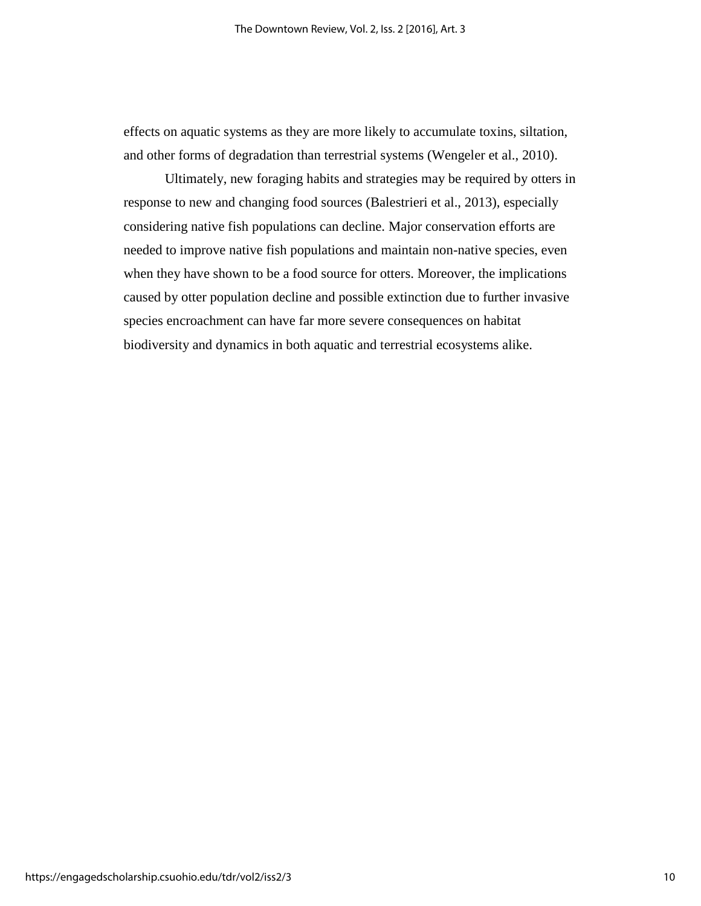effects on aquatic systems as they are more likely to accumulate toxins, siltation, and other forms of degradation than terrestrial systems (Wengeler et al., 2010).

Ultimately, new foraging habits and strategies may be required by otters in response to new and changing food sources (Balestrieri et al., 2013), especially considering native fish populations can decline. Major conservation efforts are needed to improve native fish populations and maintain non-native species, even when they have shown to be a food source for otters. Moreover, the implications caused by otter population decline and possible extinction due to further invasive species encroachment can have far more severe consequences on habitat biodiversity and dynamics in both aquatic and terrestrial ecosystems alike.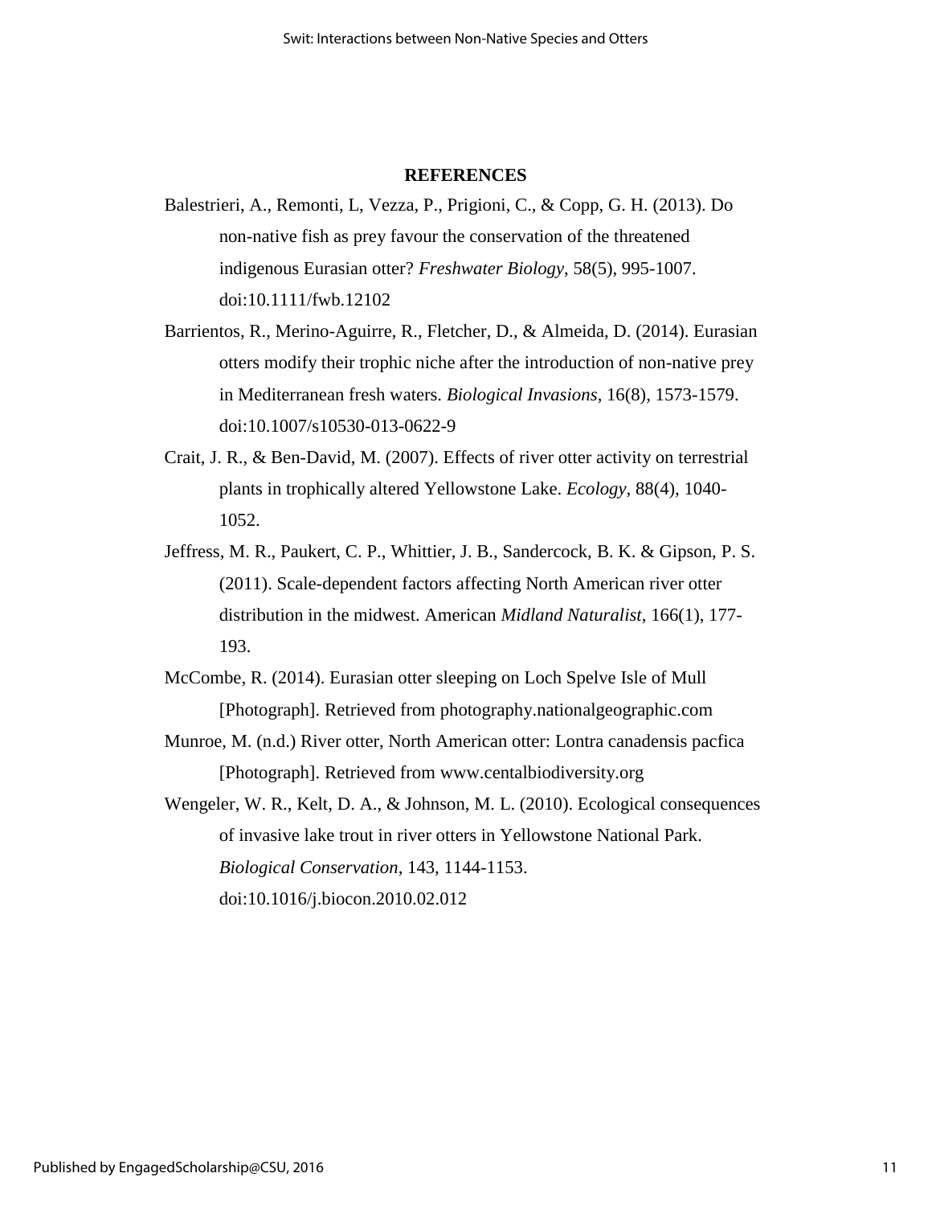## REFERENCES

Balestrieri, A., Remonti, L, Vezza, P., Prigioni, C., & Copp, G. H. (2013). Do non-native fish as prey favour the conservation of the threatened indigenous Eurasian otter? *Freshwater Biology*, 58(5), 995-1007. doi:10.1111/fwb.12102

Barrientos, R., Merino-Aguirre, R., Fletcher, D., & Almeida, D. (2014). Eurasian otters modify their trophic niche after the introduction of non-native prey in Mediterranean fresh waters. *Biological Invasions*, 16(8), 1573-1579. doi:10.1007/s10530-013-0622-9

Crait, J. R., & Ben-David, M. (2007). Effects of river otter activity on terrestrial plants in trophically altered Yellowstone Lake. *Ecology*, 88(4), 1040-1052.

Jeffress, M. R., Paukert, C. P., Whittier, J. B., Sandercock, B. K. & Gipson, P. S. (2011). Scale-dependent factors affecting North American river otter distribution in the midwest. American *Midland Naturalist*, 166(1), 177-193.

McCombe, R. (2014). Eurasian otter sleeping on Loch Spelve Isle of Mull [Photograph]. Retrieved from photography.nationalgeographic.com

Munroe, M. (n.d.) River otter, North American otter: Lontra canadensis pacfica [Photograph]. Retrieved from www.centalbiodiversity.org

Wengeler, W. R., Kelt, D. A., & Johnson, M. L. (2010). Ecological consequences of invasive lake trout in river otters in Yellowstone National Park. *Biological Conservation*, 143, 1144-1153. doi:10.1016/j.biocon.2010.02.012